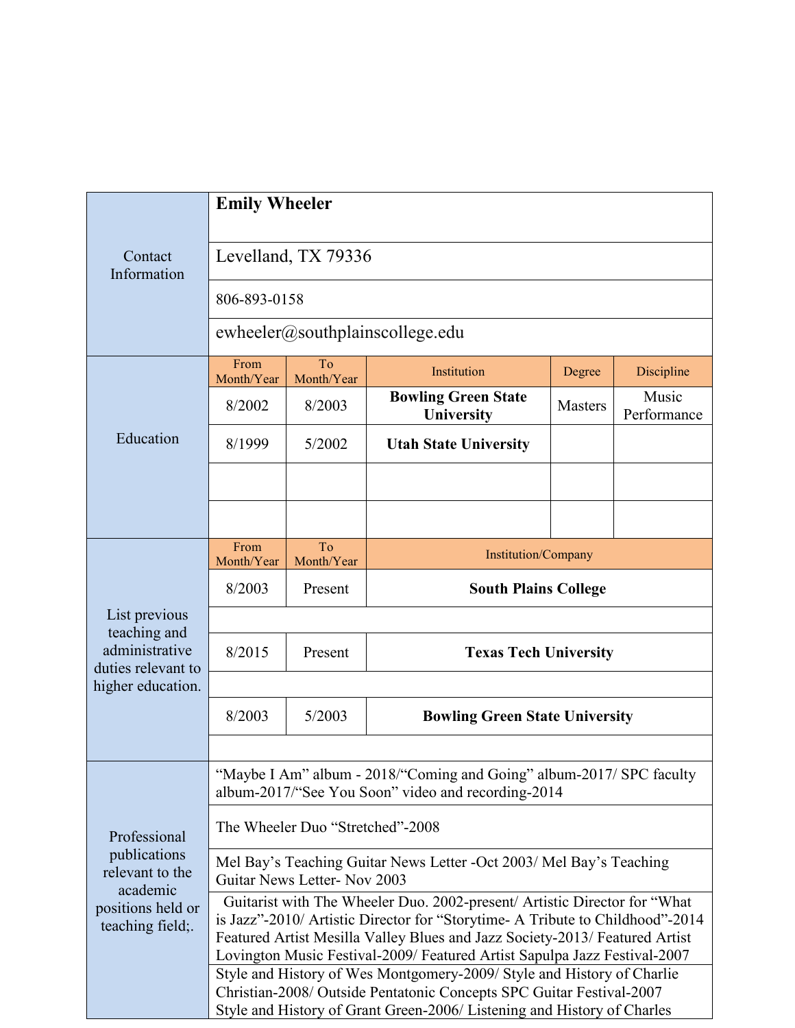| Contact Information | Emily Wheeler | | | | |
|---|---|---|---|---|---|
| | Levelland, TX 79336 | | | | |
| | 806-893-0158 | | | | |
| | ewheeler@southplainscollege.edu | | | | |
| Education | From Month/Year | To Month/Year | Institution | Degree | Discipline |
| | 8/2002 | 8/2003 | **Bowling Green State University** | Masters | Music Performance |
| | 8/1999 | 5/2002 | **Utah State University** | | |
| | | | | | |
| | | | | | |
| List previous teaching and administrative duties relevant to higher education. | From Month/Year | To Month/Year | Institution/Company | | |
| | 8/2003 | Present | **South Plains College** | | |
| | | | | | |
| | 8/2015 | Present | **Texas Tech University** | | |
| | | | | | |
| | 8/2003 | 5/2003 | **Bowling Green State University** | | |
| | | | | | |
| Professional publications relevant to the academic positions held or teaching field;. | "Maybe I Am" album - 2018/"Coming and Going" album-2017/ SPC faculty album-2017/"See You Soon" video and recording-2014 | | | | |
| | The Wheeler Duo "Stretched"-2008 | | | | |
| | Mel Bay's Teaching Guitar News Letter -Oct 2003/ Mel Bay's Teaching Guitar News Letter- Nov 2003 | | | | |
| | Guitarist with The Wheeler Duo. 2002-present/ Artistic Director for "What is Jazz"-2010/ Artistic Director for "Storytime- A Tribute to Childhood"-2014 Featured Artist Mesilla Valley Blues and Jazz Society-2013/ Featured Artist Lovington Music Festival-2009/ Featured Artist Sapulpa Jazz Festival-2007 | | | | |
| | Style and History of Wes Montgomery-2009/ Style and History of Charlie Christian-2008/ Outside Pentatonic Concepts SPC Guitar Festival-2007 Style and History of Grant Green-2006/ Listening and History of Charles | | | | |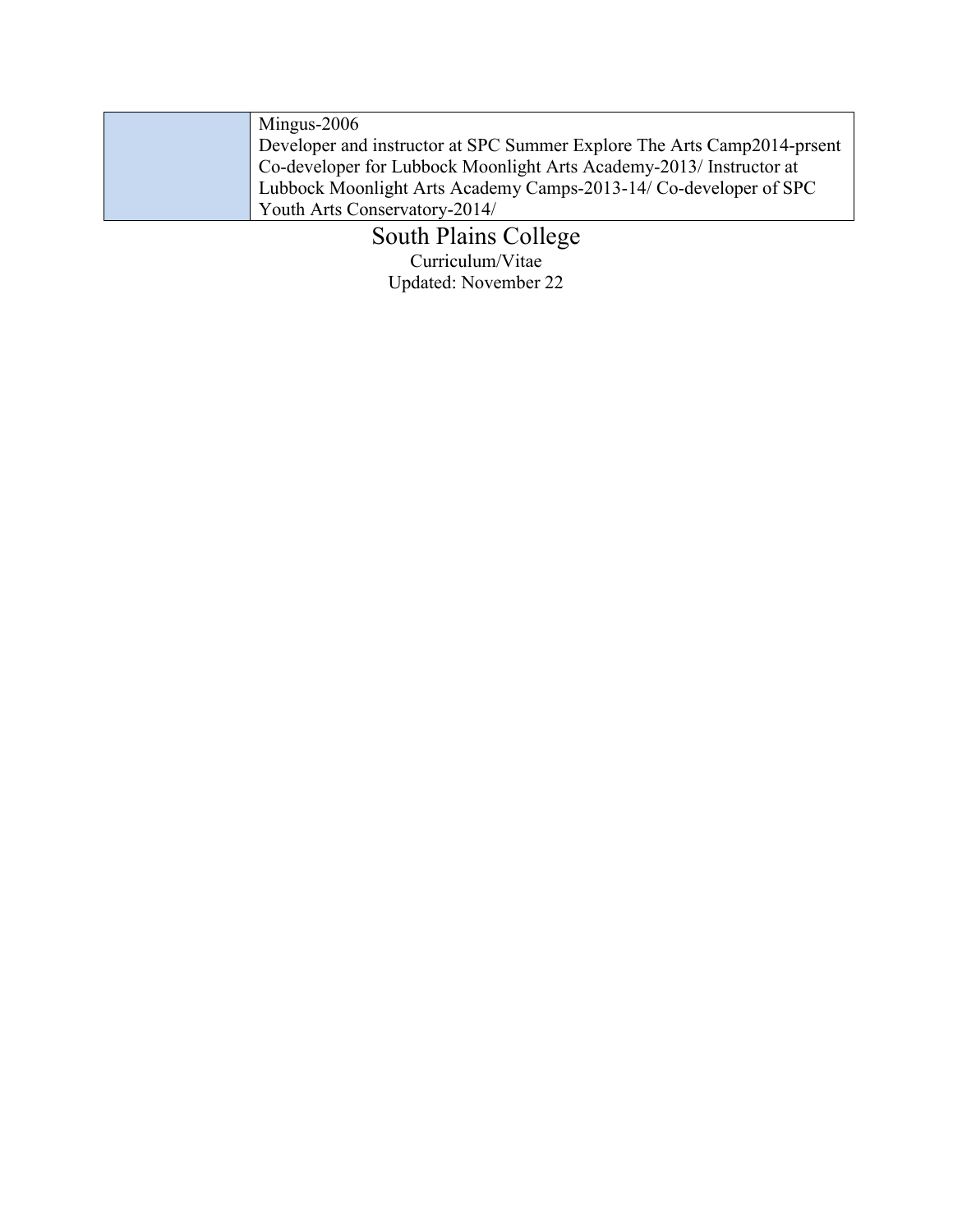| | |
|---|---|
| | Mingus-2006<br>Developer and instructor at SPC Summer Explore The Arts Camp2014-prsent<br>Co-developer for Lubbock Moonlight Arts Academy-2013/ Instructor at Lubbock Moonlight Arts Academy Camps-2013-14/ Co-developer of SPC Youth Arts Conservatory-2014/ |

South Plains College
Curriculum/Vitae
Updated: November 22